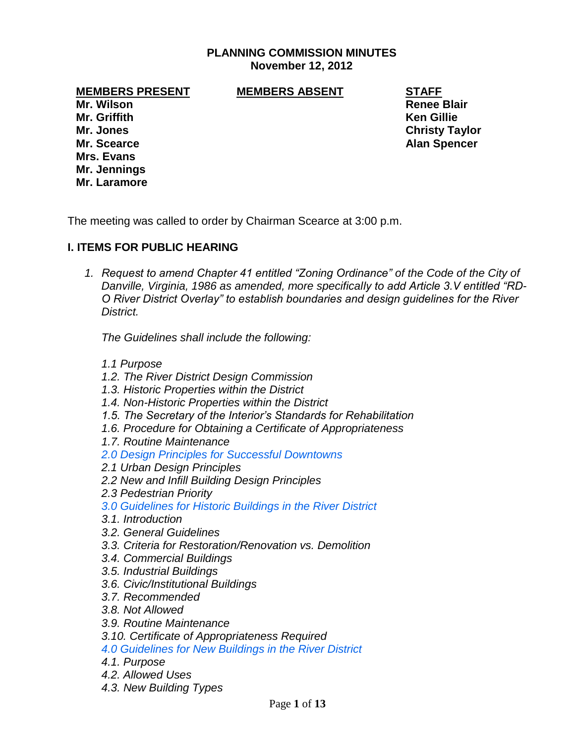# PLANNING COMMISSION MINUTES
## November 12, 2012

| MEMBERS PRESENT | MEMBERS ABSENT | STAFF |
|---|---|---|
| **Mr. Wilson** | | **Renee Blair** |
| **Mr. Griffith** | | **Ken Gillie** |
| **Mr. Jones** | | **Christy Taylor** |
| **Mr. Scearce** | | **Alan Spencer** |
| **Mrs. Evans** | | |
| **Mr. Jennings** | | |
| **Mr. Laramore** | | |

The meeting was called to order by Chairman Scearce at 3:00 p.m.

## I. ITEMS FOR PUBLIC HEARING

1. *Request to amend Chapter 41 entitled "Zoning Ordinance" of the Code of the City of Danville, Virginia, 1986 as amended, more specifically to add Article 3.V entitled "RD-O River District Overlay" to establish boundaries and design guidelines for the River District.*

   *The Guidelines shall include the following:*

   *1.1 Purpose*
   *1.2. The River District Design Commission*
   *1.3. Historic Properties within the District*
   *1.4. Non-Historic Properties within the District*
   *1.5. The Secretary of the Interior's Standards for Rehabilitation*
   *1.6. Procedure for Obtaining a Certificate of Appropriateness*
   *1.7. Routine Maintenance*
   *2.0 Design Principles for Successful Downtowns*
   *2.1 Urban Design Principles*
   *2.2 New and Infill Building Design Principles*
   *2.3 Pedestrian Priority*
   *3.0 Guidelines for Historic Buildings in the River District*
   *3.1. Introduction*
   *3.2. General Guidelines*
   *3.3. Criteria for Restoration/Renovation vs. Demolition*
   *3.4. Commercial Buildings*
   *3.5. Industrial Buildings*
   *3.6. Civic/Institutional Buildings*
   *3.7. Recommended*
   *3.8. Not Allowed*
   *3.9. Routine Maintenance*
   *3.10. Certificate of Appropriateness Required*
   *4.0 Guidelines for New Buildings in the River District*
   *4.1. Purpose*
   *4.2. Allowed Uses*
   *4.3. New Building Types*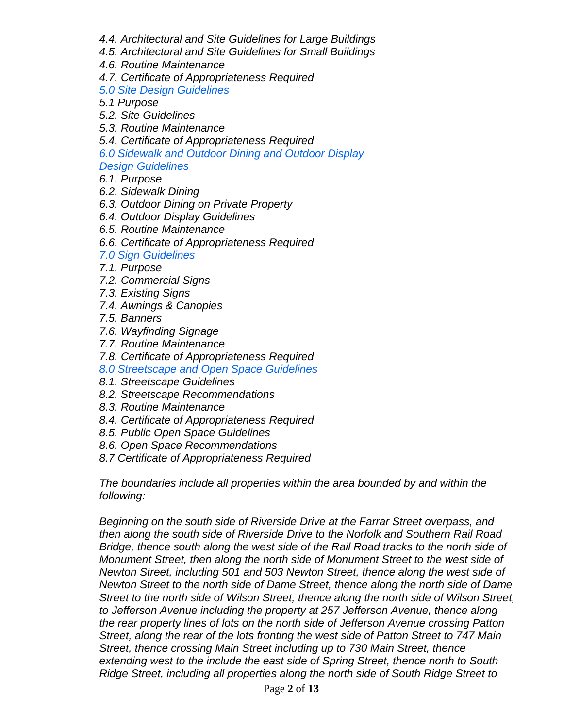*4.4. Architectural and Site Guidelines for Large Buildings*
*4.5. Architectural and Site Guidelines for Small Buildings*
*4.6. Routine Maintenance*
*4.7. Certificate of Appropriateness Required*
*5.0 Site Design Guidelines*
*5.1 Purpose*
*5.2. Site Guidelines*
*5.3. Routine Maintenance*
*5.4. Certificate of Appropriateness Required*
*6.0 Sidewalk and Outdoor Dining and Outdoor Display Design Guidelines*
*6.1. Purpose*
*6.2. Sidewalk Dining*
*6.3. Outdoor Dining on Private Property*
*6.4. Outdoor Display Guidelines*
*6.5. Routine Maintenance*
*6.6. Certificate of Appropriateness Required*
*7.0 Sign Guidelines*
*7.1. Purpose*
*7.2. Commercial Signs*
*7.3. Existing Signs*
*7.4. Awnings & Canopies*
*7.5. Banners*
*7.6. Wayfinding Signage*
*7.7. Routine Maintenance*
*7.8. Certificate of Appropriateness Required*
*8.0 Streetscape and Open Space Guidelines*
*8.1. Streetscape Guidelines*
*8.2. Streetscape Recommendations*
*8.3. Routine Maintenance*
*8.4. Certificate of Appropriateness Required*
*8.5. Public Open Space Guidelines*
*8.6. Open Space Recommendations*
*8.7 Certificate of Appropriateness Required*

*The boundaries include all properties within the area bounded by and within the following:*

*Beginning on the south side of Riverside Drive at the Farrar Street overpass, and then along the south side of Riverside Drive to the Norfolk and Southern Rail Road Bridge, thence south along the west side of the Rail Road tracks to the north side of Monument Street, then along the north side of Monument Street to the west side of Newton Street, including 501 and 503 Newton Street, thence along the west side of Newton Street to the north side of Dame Street, thence along the north side of Dame Street to the north side of Wilson Street, thence along the north side of Wilson Street, to Jefferson Avenue including the property at 257 Jefferson Avenue, thence along the rear property lines of lots on the north side of Jefferson Avenue crossing Patton Street, along the rear of the lots fronting the west side of Patton Street to 747 Main Street, thence crossing Main Street including up to 730 Main Street, thence extending west to the include the east side of Spring Street, thence north to South Ridge Street, including all properties along the north side of South Ridge Street to*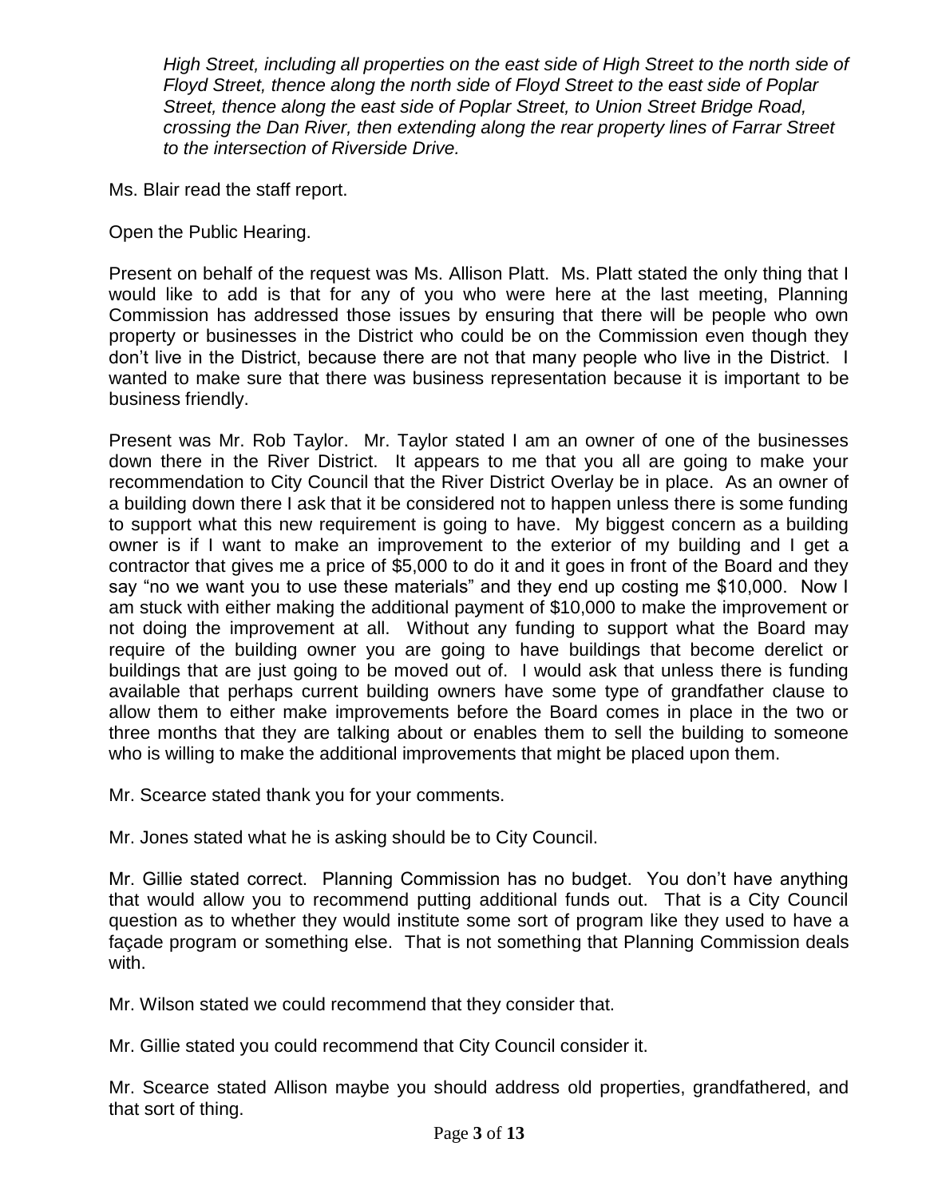*High Street, including all properties on the east side of High Street to the north side of Floyd Street, thence along the north side of Floyd Street to the east side of Poplar Street, thence along the east side of Poplar Street, to Union Street Bridge Road, crossing the Dan River, then extending along the rear property lines of Farrar Street to the intersection of Riverside Drive.*

Ms. Blair read the staff report.

Open the Public Hearing.

Present on behalf of the request was Ms. Allison Platt. Ms. Platt stated the only thing that I would like to add is that for any of you who were here at the last meeting, Planning Commission has addressed those issues by ensuring that there will be people who own property or businesses in the District who could be on the Commission even though they don't live in the District, because there are not that many people who live in the District. I wanted to make sure that there was business representation because it is important to be business friendly.

Present was Mr. Rob Taylor. Mr. Taylor stated I am an owner of one of the businesses down there in the River District. It appears to me that you all are going to make your recommendation to City Council that the River District Overlay be in place. As an owner of a building down there I ask that it be considered not to happen unless there is some funding to support what this new requirement is going to have. My biggest concern as a building owner is if I want to make an improvement to the exterior of my building and I get a contractor that gives me a price of $5,000 to do it and it goes in front of the Board and they say "no we want you to use these materials" and they end up costing me $10,000. Now I am stuck with either making the additional payment of $10,000 to make the improvement or not doing the improvement at all. Without any funding to support what the Board may require of the building owner you are going to have buildings that become derelict or buildings that are just going to be moved out of. I would ask that unless there is funding available that perhaps current building owners have some type of grandfather clause to allow them to either make improvements before the Board comes in place in the two or three months that they are talking about or enables them to sell the building to someone who is willing to make the additional improvements that might be placed upon them.

Mr. Scearce stated thank you for your comments.

Mr. Jones stated what he is asking should be to City Council.

Mr. Gillie stated correct. Planning Commission has no budget. You don't have anything that would allow you to recommend putting additional funds out. That is a City Council question as to whether they would institute some sort of program like they used to have a façade program or something else. That is not something that Planning Commission deals with.

Mr. Wilson stated we could recommend that they consider that.

Mr. Gillie stated you could recommend that City Council consider it.

Mr. Scearce stated Allison maybe you should address old properties, grandfathered, and that sort of thing.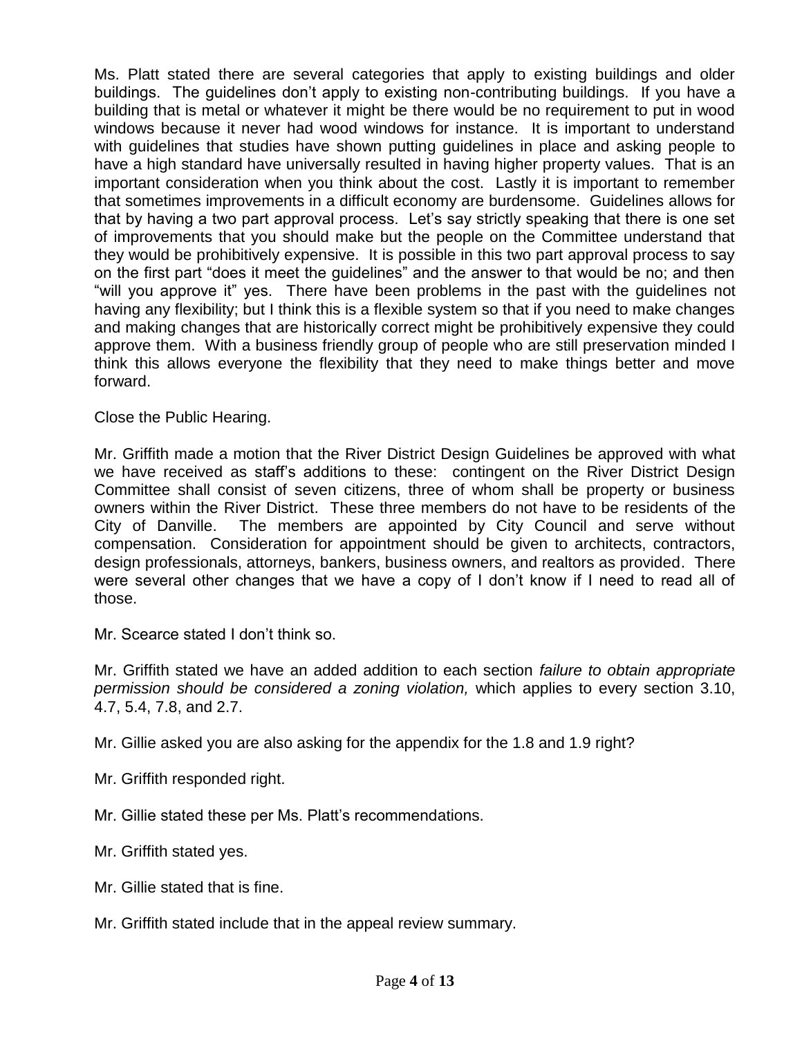Ms. Platt stated there are several categories that apply to existing buildings and older buildings. The guidelines don't apply to existing non-contributing buildings. If you have a building that is metal or whatever it might be there would be no requirement to put in wood windows because it never had wood windows for instance. It is important to understand with guidelines that studies have shown putting guidelines in place and asking people to have a high standard have universally resulted in having higher property values. That is an important consideration when you think about the cost. Lastly it is important to remember that sometimes improvements in a difficult economy are burdensome. Guidelines allows for that by having a two part approval process. Let's say strictly speaking that there is one set of improvements that you should make but the people on the Committee understand that they would be prohibitively expensive. It is possible in this two part approval process to say on the first part "does it meet the guidelines" and the answer to that would be no; and then "will you approve it" yes. There have been problems in the past with the guidelines not having any flexibility; but I think this is a flexible system so that if you need to make changes and making changes that are historically correct might be prohibitively expensive they could approve them. With a business friendly group of people who are still preservation minded I think this allows everyone the flexibility that they need to make things better and move forward.

Close the Public Hearing.

Mr. Griffith made a motion that the River District Design Guidelines be approved with what we have received as staff's additions to these: contingent on the River District Design Committee shall consist of seven citizens, three of whom shall be property or business owners within the River District. These three members do not have to be residents of the City of Danville. The members are appointed by City Council and serve without compensation. Consideration for appointment should be given to architects, contractors, design professionals, attorneys, bankers, business owners, and realtors as provided. There were several other changes that we have a copy of I don't know if I need to read all of those.

Mr. Scearce stated I don't think so.

Mr. Griffith stated we have an added addition to each section *failure to obtain appropriate permission should be considered a zoning violation,* which applies to every section 3.10, 4.7, 5.4, 7.8, and 2.7.

Mr. Gillie asked you are also asking for the appendix for the 1.8 and 1.9 right?

Mr. Griffith responded right.

Mr. Gillie stated these per Ms. Platt's recommendations.

Mr. Griffith stated yes.

Mr. Gillie stated that is fine.

Mr. Griffith stated include that in the appeal review summary.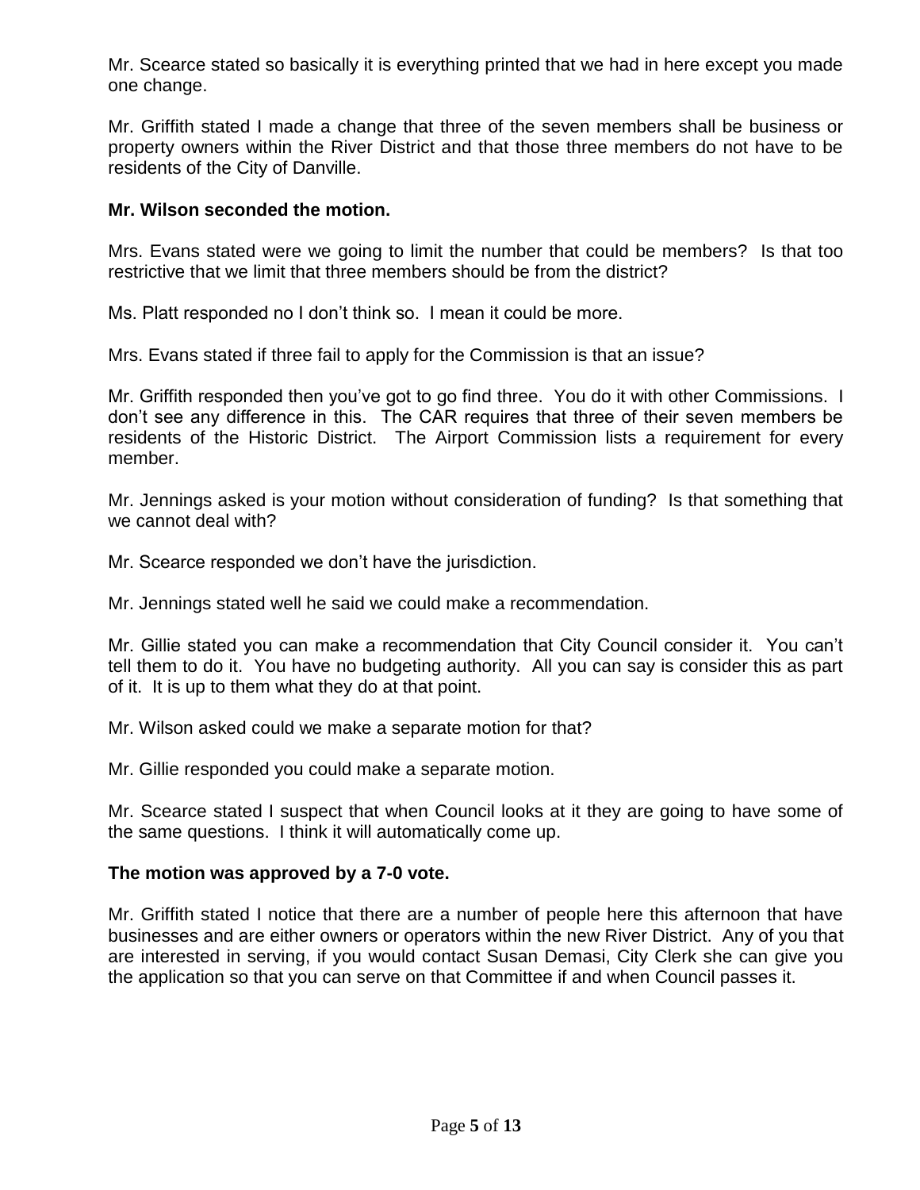Mr. Scearce stated so basically it is everything printed that we had in here except you made one change.

Mr. Griffith stated I made a change that three of the seven members shall be business or property owners within the River District and that those three members do not have to be residents of the City of Danville.

**Mr. Wilson seconded the motion.**

Mrs. Evans stated were we going to limit the number that could be members? Is that too restrictive that we limit that three members should be from the district?

Ms. Platt responded no I don't think so. I mean it could be more.

Mrs. Evans stated if three fail to apply for the Commission is that an issue?

Mr. Griffith responded then you've got to go find three. You do it with other Commissions. I don't see any difference in this. The CAR requires that three of their seven members be residents of the Historic District. The Airport Commission lists a requirement for every member.

Mr. Jennings asked is your motion without consideration of funding? Is that something that we cannot deal with?

Mr. Scearce responded we don't have the jurisdiction.

Mr. Jennings stated well he said we could make a recommendation.

Mr. Gillie stated you can make a recommendation that City Council consider it. You can't tell them to do it. You have no budgeting authority. All you can say is consider this as part of it. It is up to them what they do at that point.

Mr. Wilson asked could we make a separate motion for that?

Mr. Gillie responded you could make a separate motion.

Mr. Scearce stated I suspect that when Council looks at it they are going to have some of the same questions. I think it will automatically come up.

**The motion was approved by a 7-0 vote.**

Mr. Griffith stated I notice that there are a number of people here this afternoon that have businesses and are either owners or operators within the new River District. Any of you that are interested in serving, if you would contact Susan Demasi, City Clerk she can give you the application so that you can serve on that Committee if and when Council passes it.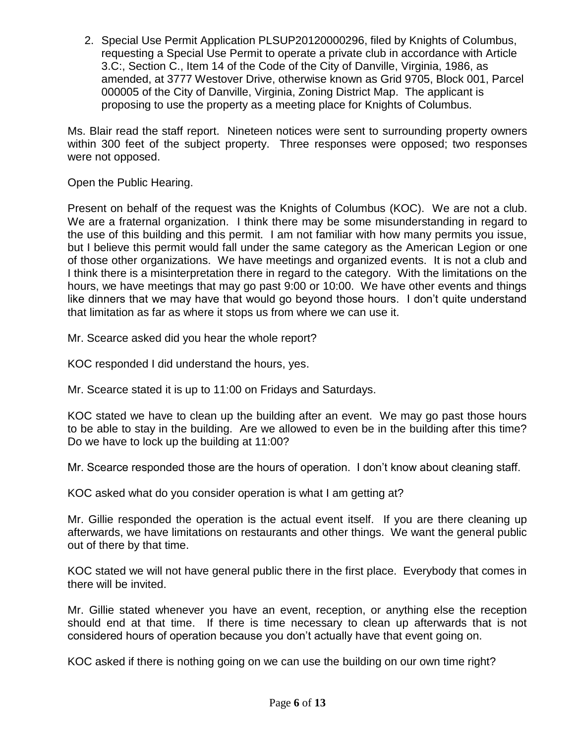2. Special Use Permit Application PLSUP20120000296, filed by Knights of Columbus, requesting a Special Use Permit to operate a private club in accordance with Article 3.C:, Section C., Item 14 of the Code of the City of Danville, Virginia, 1986, as amended, at 3777 Westover Drive, otherwise known as Grid 9705, Block 001, Parcel 000005 of the City of Danville, Virginia, Zoning District Map. The applicant is proposing to use the property as a meeting place for Knights of Columbus.

Ms. Blair read the staff report. Nineteen notices were sent to surrounding property owners within 300 feet of the subject property. Three responses were opposed; two responses were not opposed.

Open the Public Hearing.

Present on behalf of the request was the Knights of Columbus (KOC). We are not a club. We are a fraternal organization. I think there may be some misunderstanding in regard to the use of this building and this permit. I am not familiar with how many permits you issue, but I believe this permit would fall under the same category as the American Legion or one of those other organizations. We have meetings and organized events. It is not a club and I think there is a misinterpretation there in regard to the category. With the limitations on the hours, we have meetings that may go past 9:00 or 10:00. We have other events and things like dinners that we may have that would go beyond those hours. I don't quite understand that limitation as far as where it stops us from where we can use it.

Mr. Scearce asked did you hear the whole report?

KOC responded I did understand the hours, yes.

Mr. Scearce stated it is up to 11:00 on Fridays and Saturdays.

KOC stated we have to clean up the building after an event. We may go past those hours to be able to stay in the building. Are we allowed to even be in the building after this time? Do we have to lock up the building at 11:00?

Mr. Scearce responded those are the hours of operation. I don't know about cleaning staff.

KOC asked what do you consider operation is what I am getting at?

Mr. Gillie responded the operation is the actual event itself. If you are there cleaning up afterwards, we have limitations on restaurants and other things. We want the general public out of there by that time.

KOC stated we will not have general public there in the first place. Everybody that comes in there will be invited.

Mr. Gillie stated whenever you have an event, reception, or anything else the reception should end at that time. If there is time necessary to clean up afterwards that is not considered hours of operation because you don't actually have that event going on.

KOC asked if there is nothing going on we can use the building on our own time right?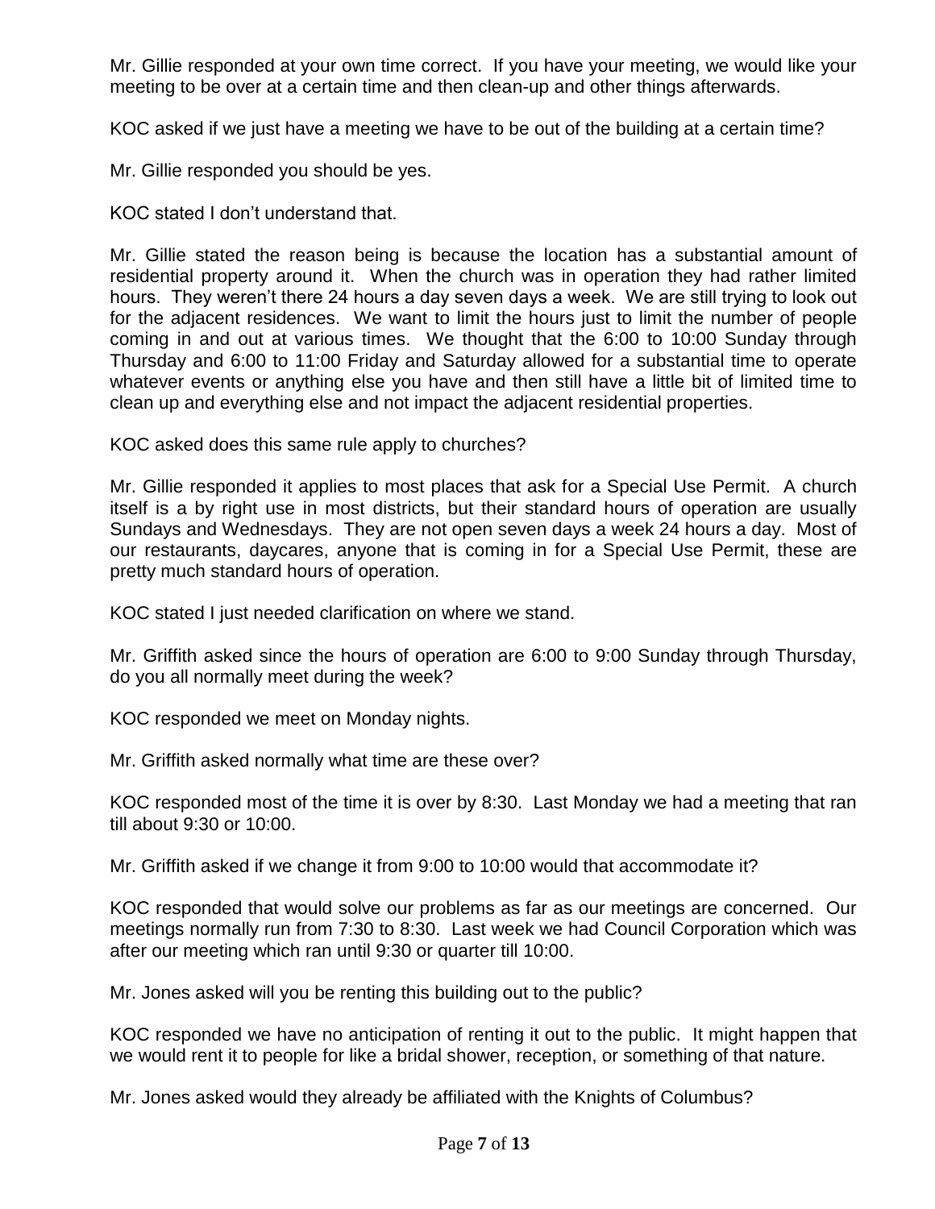Mr. Gillie responded at your own time correct. If you have your meeting, we would like your meeting to be over at a certain time and then clean-up and other things afterwards.

KOC asked if we just have a meeting we have to be out of the building at a certain time?

Mr. Gillie responded you should be yes.

KOC stated I don't understand that.

Mr. Gillie stated the reason being is because the location has a substantial amount of residential property around it. When the church was in operation they had rather limited hours. They weren't there 24 hours a day seven days a week. We are still trying to look out for the adjacent residences. We want to limit the hours just to limit the number of people coming in and out at various times. We thought that the 6:00 to 10:00 Sunday through Thursday and 6:00 to 11:00 Friday and Saturday allowed for a substantial time to operate whatever events or anything else you have and then still have a little bit of limited time to clean up and everything else and not impact the adjacent residential properties.

KOC asked does this same rule apply to churches?

Mr. Gillie responded it applies to most places that ask for a Special Use Permit. A church itself is a by right use in most districts, but their standard hours of operation are usually Sundays and Wednesdays. They are not open seven days a week 24 hours a day. Most of our restaurants, daycares, anyone that is coming in for a Special Use Permit, these are pretty much standard hours of operation.

KOC stated I just needed clarification on where we stand.

Mr. Griffith asked since the hours of operation are 6:00 to 9:00 Sunday through Thursday, do you all normally meet during the week?

KOC responded we meet on Monday nights.

Mr. Griffith asked normally what time are these over?

KOC responded most of the time it is over by 8:30. Last Monday we had a meeting that ran till about 9:30 or 10:00.

Mr. Griffith asked if we change it from 9:00 to 10:00 would that accommodate it?

KOC responded that would solve our problems as far as our meetings are concerned. Our meetings normally run from 7:30 to 8:30. Last week we had Council Corporation which was after our meeting which ran until 9:30 or quarter till 10:00.

Mr. Jones asked will you be renting this building out to the public?

KOC responded we have no anticipation of renting it out to the public. It might happen that we would rent it to people for like a bridal shower, reception, or something of that nature.

Mr. Jones asked would they already be affiliated with the Knights of Columbus?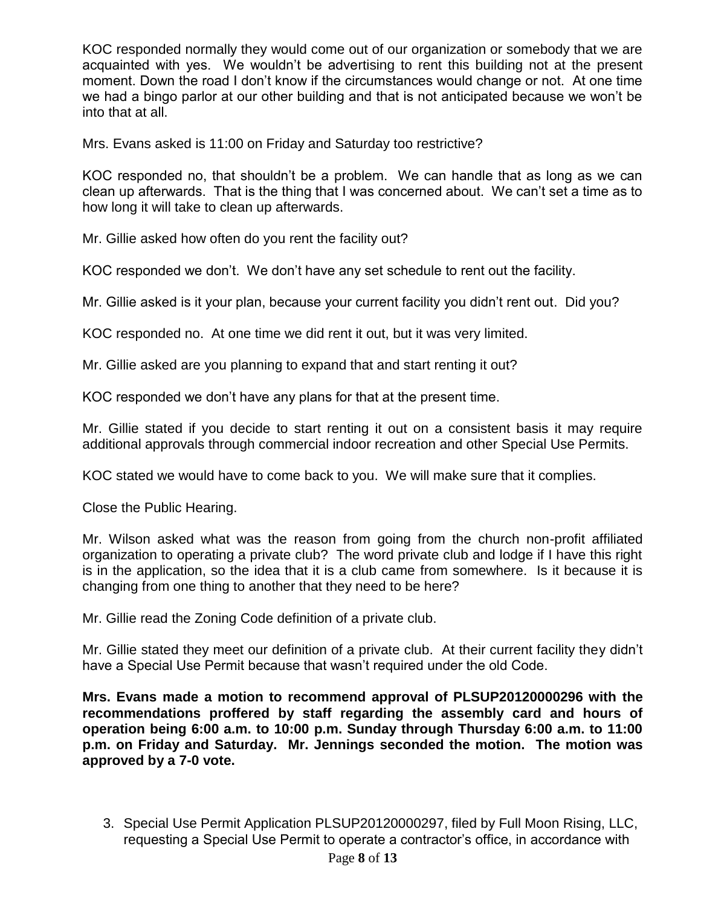KOC responded normally they would come out of our organization or somebody that we are acquainted with yes. We wouldn't be advertising to rent this building not at the present moment. Down the road I don't know if the circumstances would change or not. At one time we had a bingo parlor at our other building and that is not anticipated because we won't be into that at all.

Mrs. Evans asked is 11:00 on Friday and Saturday too restrictive?

KOC responded no, that shouldn't be a problem. We can handle that as long as we can clean up afterwards. That is the thing that I was concerned about. We can't set a time as to how long it will take to clean up afterwards.

Mr. Gillie asked how often do you rent the facility out?

KOC responded we don't. We don't have any set schedule to rent out the facility.

Mr. Gillie asked is it your plan, because your current facility you didn't rent out. Did you?

KOC responded no. At one time we did rent it out, but it was very limited.

Mr. Gillie asked are you planning to expand that and start renting it out?

KOC responded we don't have any plans for that at the present time.

Mr. Gillie stated if you decide to start renting it out on a consistent basis it may require additional approvals through commercial indoor recreation and other Special Use Permits.

KOC stated we would have to come back to you. We will make sure that it complies.

Close the Public Hearing.

Mr. Wilson asked what was the reason from going from the church non-profit affiliated organization to operating a private club? The word private club and lodge if I have this right is in the application, so the idea that it is a club came from somewhere. Is it because it is changing from one thing to another that they need to be here?

Mr. Gillie read the Zoning Code definition of a private club.

Mr. Gillie stated they meet our definition of a private club. At their current facility they didn't have a Special Use Permit because that wasn't required under the old Code.

**Mrs. Evans made a motion to recommend approval of PLSUP20120000296 with the recommendations proffered by staff regarding the assembly card and hours of operation being 6:00 a.m. to 10:00 p.m. Sunday through Thursday 6:00 a.m. to 11:00 p.m. on Friday and Saturday. Mr. Jennings seconded the motion. The motion was approved by a 7-0 vote.**

3. Special Use Permit Application PLSUP20120000297, filed by Full Moon Rising, LLC, requesting a Special Use Permit to operate a contractor's office, in accordance with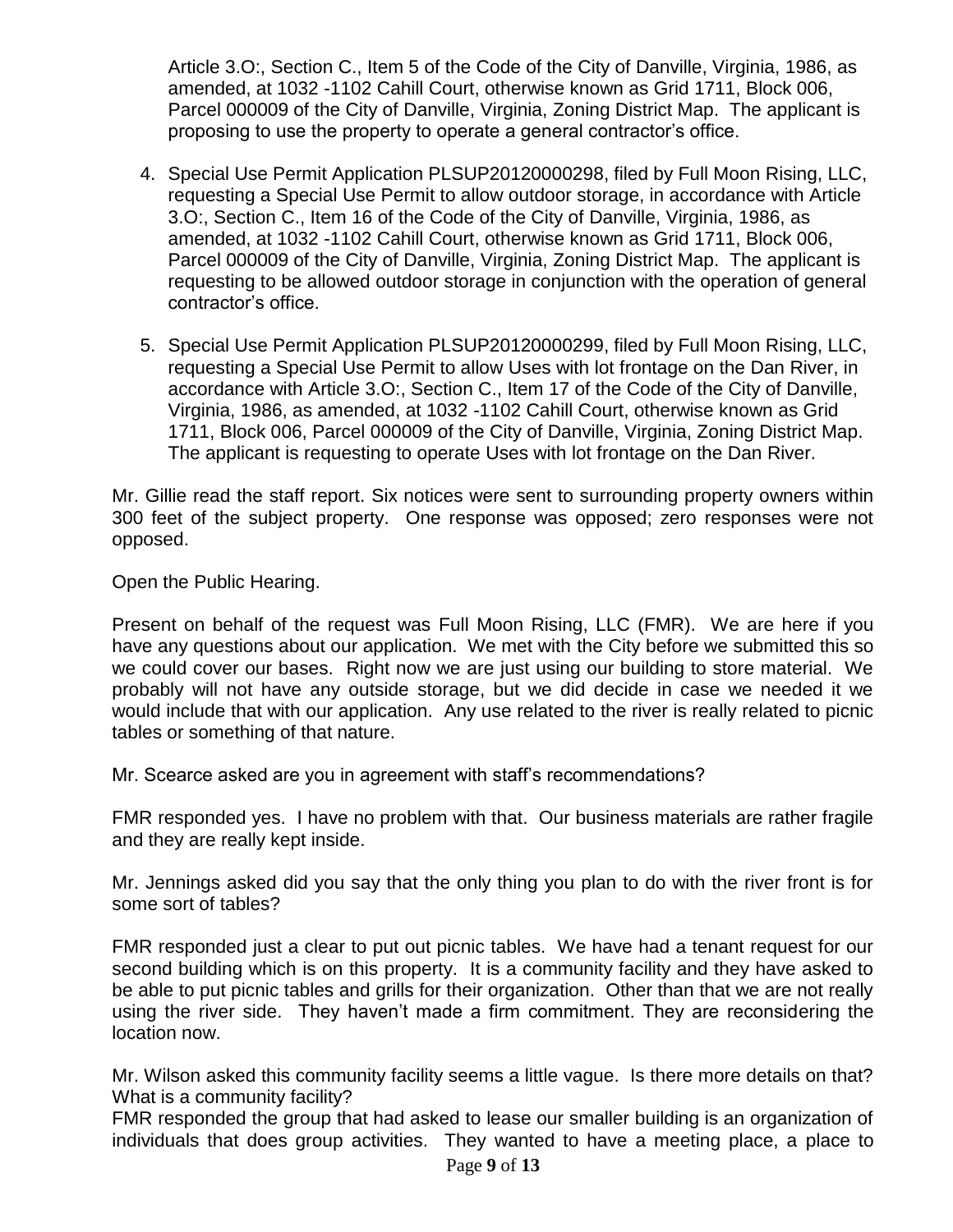Article 3.O:, Section C., Item 5 of the Code of the City of Danville, Virginia, 1986, as amended, at 1032 -1102 Cahill Court, otherwise known as Grid 1711, Block 006, Parcel 000009 of the City of Danville, Virginia, Zoning District Map. The applicant is proposing to use the property to operate a general contractor's office.

4. Special Use Permit Application PLSUP20120000298, filed by Full Moon Rising, LLC, requesting a Special Use Permit to allow outdoor storage, in accordance with Article 3.O:, Section C., Item 16 of the Code of the City of Danville, Virginia, 1986, as amended, at 1032 -1102 Cahill Court, otherwise known as Grid 1711, Block 006, Parcel 000009 of the City of Danville, Virginia, Zoning District Map. The applicant is requesting to be allowed outdoor storage in conjunction with the operation of general contractor's office.

5. Special Use Permit Application PLSUP20120000299, filed by Full Moon Rising, LLC, requesting a Special Use Permit to allow Uses with lot frontage on the Dan River, in accordance with Article 3.O:, Section C., Item 17 of the Code of the City of Danville, Virginia, 1986, as amended, at 1032 -1102 Cahill Court, otherwise known as Grid 1711, Block 006, Parcel 000009 of the City of Danville, Virginia, Zoning District Map. The applicant is requesting to operate Uses with lot frontage on the Dan River.

Mr. Gillie read the staff report. Six notices were sent to surrounding property owners within 300 feet of the subject property. One response was opposed; zero responses were not opposed.

Open the Public Hearing.

Present on behalf of the request was Full Moon Rising, LLC (FMR). We are here if you have any questions about our application. We met with the City before we submitted this so we could cover our bases. Right now we are just using our building to store material. We probably will not have any outside storage, but we did decide in case we needed it we would include that with our application. Any use related to the river is really related to picnic tables or something of that nature.

Mr. Scearce asked are you in agreement with staff's recommendations?

FMR responded yes. I have no problem with that. Our business materials are rather fragile and they are really kept inside.

Mr. Jennings asked did you say that the only thing you plan to do with the river front is for some sort of tables?

FMR responded just a clear to put out picnic tables. We have had a tenant request for our second building which is on this property. It is a community facility and they have asked to be able to put picnic tables and grills for their organization. Other than that we are not really using the river side. They haven't made a firm commitment. They are reconsidering the location now.

Mr. Wilson asked this community facility seems a little vague. Is there more details on that? What is a community facility?

FMR responded the group that had asked to lease our smaller building is an organization of individuals that does group activities. They wanted to have a meeting place, a place to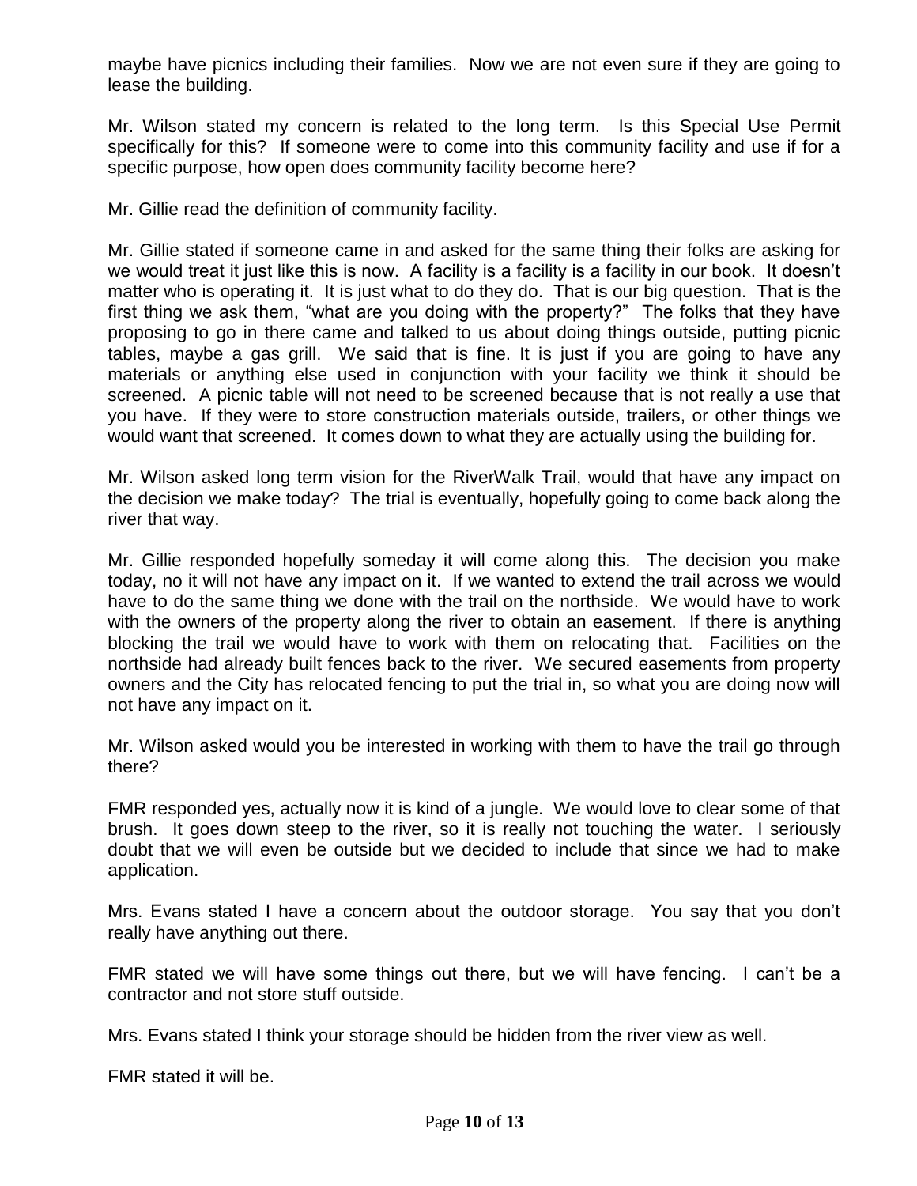maybe have picnics including their families. Now we are not even sure if they are going to lease the building.

Mr. Wilson stated my concern is related to the long term. Is this Special Use Permit specifically for this? If someone were to come into this community facility and use if for a specific purpose, how open does community facility become here?

Mr. Gillie read the definition of community facility.

Mr. Gillie stated if someone came in and asked for the same thing their folks are asking for we would treat it just like this is now. A facility is a facility is a facility in our book. It doesn't matter who is operating it. It is just what to do they do. That is our big question. That is the first thing we ask them, "what are you doing with the property?" The folks that they have proposing to go in there came and talked to us about doing things outside, putting picnic tables, maybe a gas grill. We said that is fine. It is just if you are going to have any materials or anything else used in conjunction with your facility we think it should be screened. A picnic table will not need to be screened because that is not really a use that you have. If they were to store construction materials outside, trailers, or other things we would want that screened. It comes down to what they are actually using the building for.

Mr. Wilson asked long term vision for the RiverWalk Trail, would that have any impact on the decision we make today? The trial is eventually, hopefully going to come back along the river that way.

Mr. Gillie responded hopefully someday it will come along this. The decision you make today, no it will not have any impact on it. If we wanted to extend the trail across we would have to do the same thing we done with the trail on the northside. We would have to work with the owners of the property along the river to obtain an easement. If there is anything blocking the trail we would have to work with them on relocating that. Facilities on the northside had already built fences back to the river. We secured easements from property owners and the City has relocated fencing to put the trial in, so what you are doing now will not have any impact on it.

Mr. Wilson asked would you be interested in working with them to have the trail go through there?

FMR responded yes, actually now it is kind of a jungle. We would love to clear some of that brush. It goes down steep to the river, so it is really not touching the water. I seriously doubt that we will even be outside but we decided to include that since we had to make application.

Mrs. Evans stated I have a concern about the outdoor storage. You say that you don't really have anything out there.

FMR stated we will have some things out there, but we will have fencing. I can't be a contractor and not store stuff outside.

Mrs. Evans stated I think your storage should be hidden from the river view as well.

FMR stated it will be.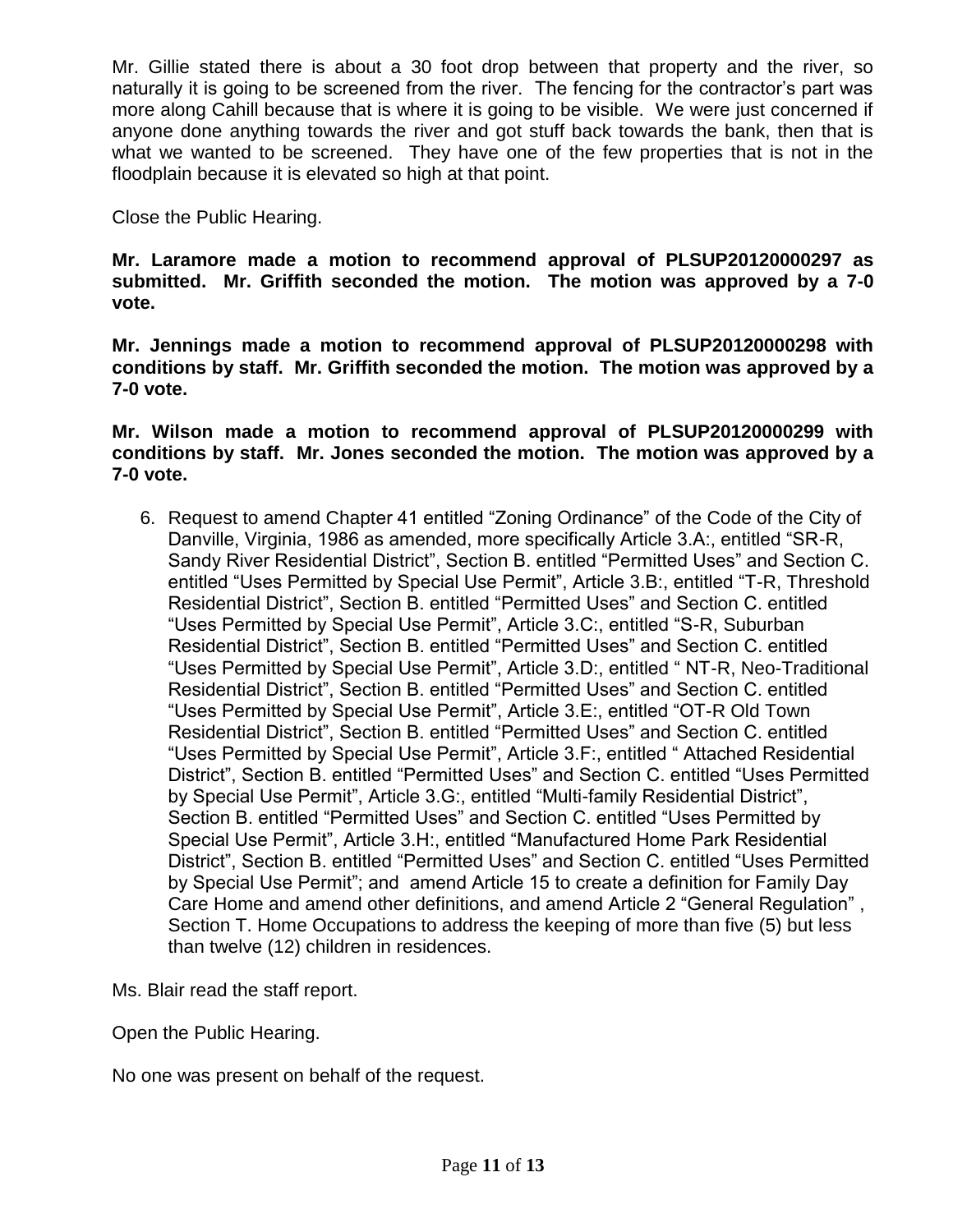Mr. Gillie stated there is about a 30 foot drop between that property and the river, so naturally it is going to be screened from the river. The fencing for the contractor's part was more along Cahill because that is where it is going to be visible. We were just concerned if anyone done anything towards the river and got stuff back towards the bank, then that is what we wanted to be screened. They have one of the few properties that is not in the floodplain because it is elevated so high at that point.

Close the Public Hearing.

**Mr. Laramore made a motion to recommend approval of PLSUP20120000297 as submitted. Mr. Griffith seconded the motion. The motion was approved by a 7-0 vote.**

**Mr. Jennings made a motion to recommend approval of PLSUP20120000298 with conditions by staff. Mr. Griffith seconded the motion. The motion was approved by a 7-0 vote.**

**Mr. Wilson made a motion to recommend approval of PLSUP20120000299 with conditions by staff. Mr. Jones seconded the motion. The motion was approved by a 7-0 vote.**

6. Request to amend Chapter 41 entitled "Zoning Ordinance" of the Code of the City of Danville, Virginia, 1986 as amended, more specifically Article 3.A:, entitled "SR-R, Sandy River Residential District", Section B. entitled "Permitted Uses" and Section C. entitled "Uses Permitted by Special Use Permit", Article 3.B:, entitled "T-R, Threshold Residential District", Section B. entitled "Permitted Uses" and Section C. entitled "Uses Permitted by Special Use Permit", Article 3.C:, entitled "S-R, Suburban Residential District", Section B. entitled "Permitted Uses" and Section C. entitled "Uses Permitted by Special Use Permit", Article 3.D:, entitled " NT-R, Neo-Traditional Residential District", Section B. entitled "Permitted Uses" and Section C. entitled "Uses Permitted by Special Use Permit", Article 3.E:, entitled "OT-R Old Town Residential District", Section B. entitled "Permitted Uses" and Section C. entitled "Uses Permitted by Special Use Permit", Article 3.F:, entitled " Attached Residential District", Section B. entitled "Permitted Uses" and Section C. entitled "Uses Permitted by Special Use Permit", Article 3.G:, entitled "Multi-family Residential District", Section B. entitled "Permitted Uses" and Section C. entitled "Uses Permitted by Special Use Permit", Article 3.H:, entitled "Manufactured Home Park Residential District", Section B. entitled "Permitted Uses" and Section C. entitled "Uses Permitted by Special Use Permit"; and amend Article 15 to create a definition for Family Day Care Home and amend other definitions, and amend Article 2 "General Regulation" , Section T. Home Occupations to address the keeping of more than five (5) but less than twelve (12) children in residences.

Ms. Blair read the staff report.

Open the Public Hearing.

No one was present on behalf of the request.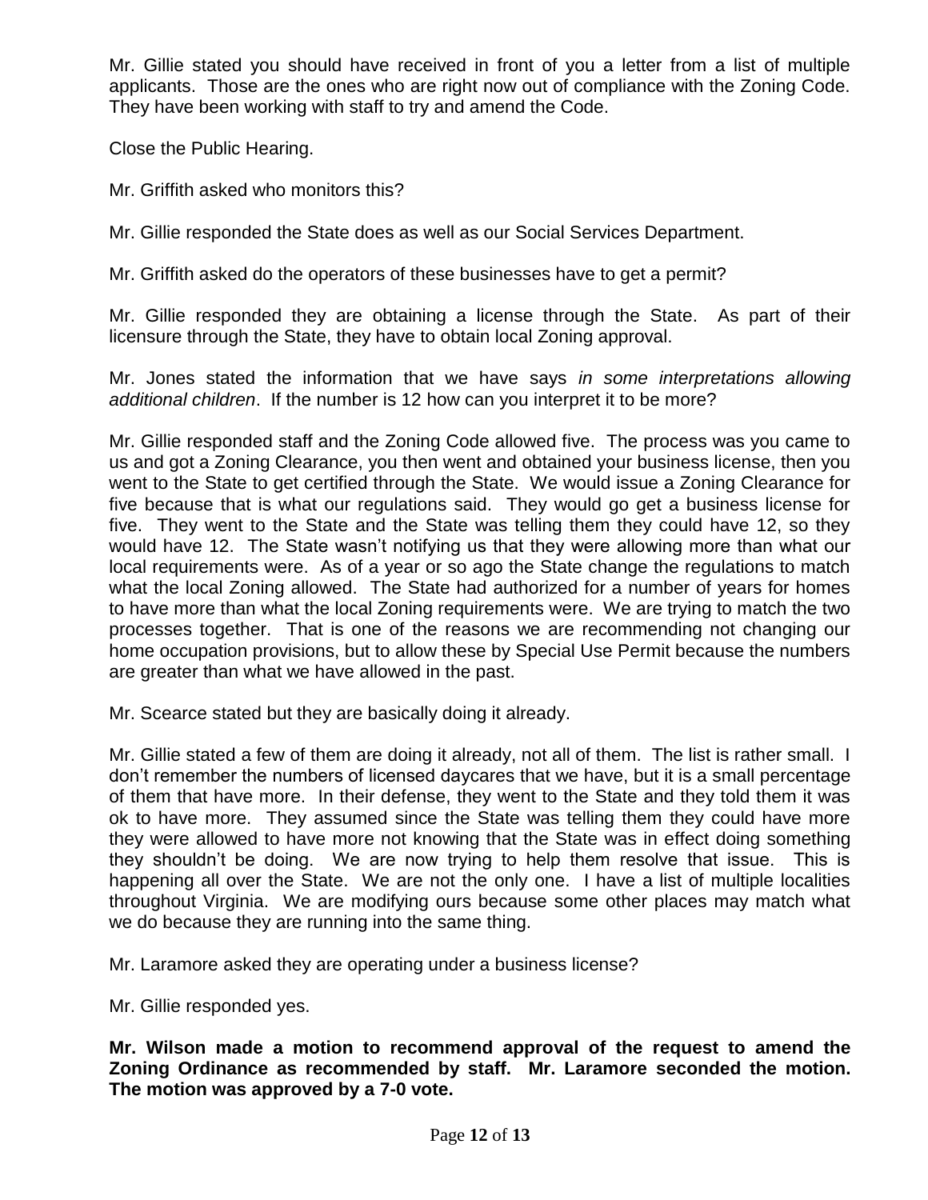Mr. Gillie stated you should have received in front of you a letter from a list of multiple applicants. Those are the ones who are right now out of compliance with the Zoning Code. They have been working with staff to try and amend the Code.

Close the Public Hearing.

Mr. Griffith asked who monitors this?

Mr. Gillie responded the State does as well as our Social Services Department.

Mr. Griffith asked do the operators of these businesses have to get a permit?

Mr. Gillie responded they are obtaining a license through the State. As part of their licensure through the State, they have to obtain local Zoning approval.

Mr. Jones stated the information that we have says *in some interpretations allowing additional children*. If the number is 12 how can you interpret it to be more?

Mr. Gillie responded staff and the Zoning Code allowed five. The process was you came to us and got a Zoning Clearance, you then went and obtained your business license, then you went to the State to get certified through the State. We would issue a Zoning Clearance for five because that is what our regulations said. They would go get a business license for five. They went to the State and the State was telling them they could have 12, so they would have 12. The State wasn't notifying us that they were allowing more than what our local requirements were. As of a year or so ago the State change the regulations to match what the local Zoning allowed. The State had authorized for a number of years for homes to have more than what the local Zoning requirements were. We are trying to match the two processes together. That is one of the reasons we are recommending not changing our home occupation provisions, but to allow these by Special Use Permit because the numbers are greater than what we have allowed in the past.

Mr. Scearce stated but they are basically doing it already.

Mr. Gillie stated a few of them are doing it already, not all of them. The list is rather small. I don't remember the numbers of licensed daycares that we have, but it is a small percentage of them that have more. In their defense, they went to the State and they told them it was ok to have more. They assumed since the State was telling them they could have more they were allowed to have more not knowing that the State was in effect doing something they shouldn't be doing. We are now trying to help them resolve that issue. This is happening all over the State. We are not the only one. I have a list of multiple localities throughout Virginia. We are modifying ours because some other places may match what we do because they are running into the same thing.

Mr. Laramore asked they are operating under a business license?

Mr. Gillie responded yes.

**Mr. Wilson made a motion to recommend approval of the request to amend the Zoning Ordinance as recommended by staff. Mr. Laramore seconded the motion. The motion was approved by a 7-0 vote.**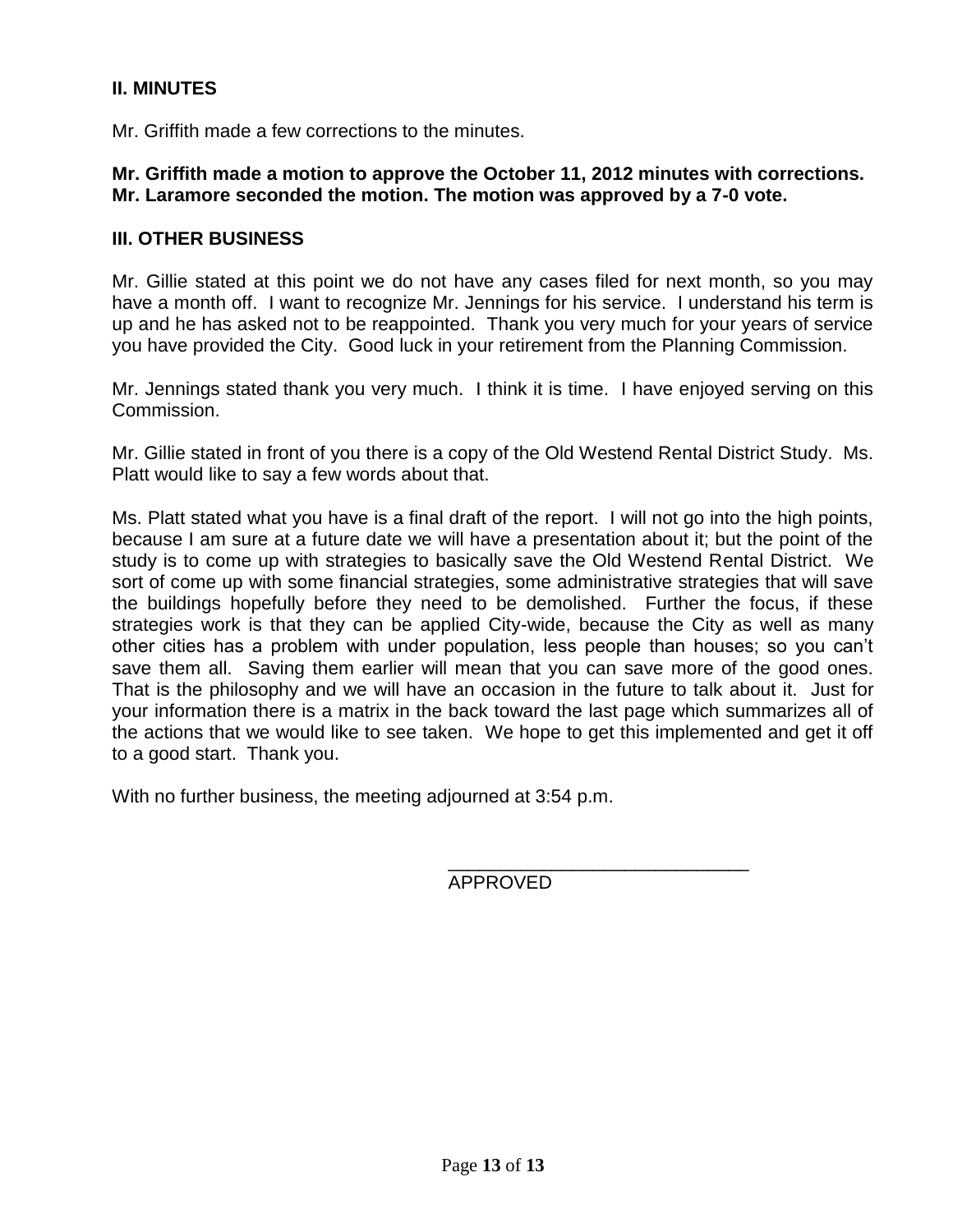## II. MINUTES

Mr. Griffith made a few corrections to the minutes.

**Mr. Griffith made a motion to approve the October 11, 2012 minutes with corrections. Mr. Laramore seconded the motion. The motion was approved by a 7-0 vote.**

## III. OTHER BUSINESS

Mr. Gillie stated at this point we do not have any cases filed for next month, so you may have a month off. I want to recognize Mr. Jennings for his service. I understand his term is up and he has asked not to be reappointed. Thank you very much for your years of service you have provided the City. Good luck in your retirement from the Planning Commission.

Mr. Jennings stated thank you very much. I think it is time. I have enjoyed serving on this Commission.

Mr. Gillie stated in front of you there is a copy of the Old Westend Rental District Study. Ms. Platt would like to say a few words about that.

Ms. Platt stated what you have is a final draft of the report. I will not go into the high points, because I am sure at a future date we will have a presentation about it; but the point of the study is to come up with strategies to basically save the Old Westend Rental District. We sort of come up with some financial strategies, some administrative strategies that will save the buildings hopefully before they need to be demolished. Further the focus, if these strategies work is that they can be applied City-wide, because the City as well as many other cities has a problem with under population, less people than houses; so you can't save them all. Saving them earlier will mean that you can save more of the good ones. That is the philosophy and we will have an occasion in the future to talk about it. Just for your information there is a matrix in the back toward the last page which summarizes all of the actions that we would like to see taken. We hope to get this implemented and get it off to a good start. Thank you.

With no further business, the meeting adjourned at 3:54 p.m.

\_\_\_\_\_\_\_\_\_\_\_\_\_\_\_\_\_\_\_\_\_\_\_\_\_\_\_\_\_\_
APPROVED